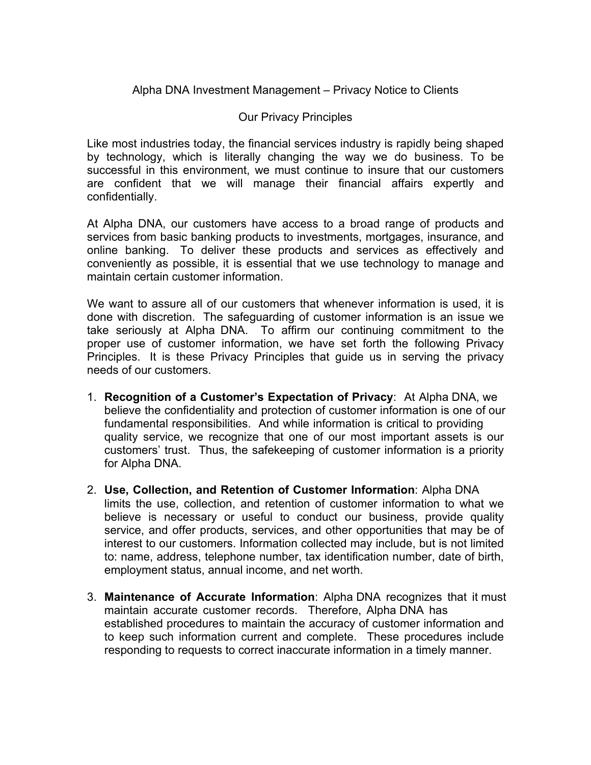# Alpha DNA Investment Management – Privacy Notice to Clients

## Our Privacy Principles

Like most industries today, the financial services industry is rapidly being shaped by technology, which is literally changing the way we do business. To be successful in this environment, we must continue to insure that our customers are confident that we will manage their financial affairs expertly and confidentially.

At Alpha DNA, our customers have access to a broad range of products and services from basic banking products to investments, mortgages, insurance, and online banking. To deliver these products and services as effectively and conveniently as possible, it is essential that we use technology to manage and maintain certain customer information.

We want to assure all of our customers that whenever information is used, it is done with discretion. The safeguarding of customer information is an issue we take seriously at Alpha DNA. To affirm our continuing commitment to the proper use of customer information, we have set forth the following Privacy Principles. It is these Privacy Principles that guide us in serving the privacy needs of our customers.

1. **Recognition of a Customer's Expectation of Privacy**: At Alpha DNA, we believe the confidentiality and protection of customer information is one of our fundamental responsibilities. And while information is critical to providing quality service, we recognize that one of our most important assets is our customers' trust. Thus, the safekeeping of customer information is a priority for Alpha DNA.

2. **Use, Collection, and Retention of Customer Information**: Alpha DNA limits the use, collection, and retention of customer information to what we believe is necessary or useful to conduct our business, provide quality service, and offer products, services, and other opportunities that may be of interest to our customers. Information collected may include, but is not limited to: name, address, telephone number, tax identification number, date of birth, employment status, annual income, and net worth.

3. **Maintenance of Accurate Information**: Alpha DNA recognizes that it must maintain accurate customer records. Therefore, Alpha DNA has established procedures to maintain the accuracy of customer information and to keep such information current and complete. These procedures include responding to requests to correct inaccurate information in a timely manner.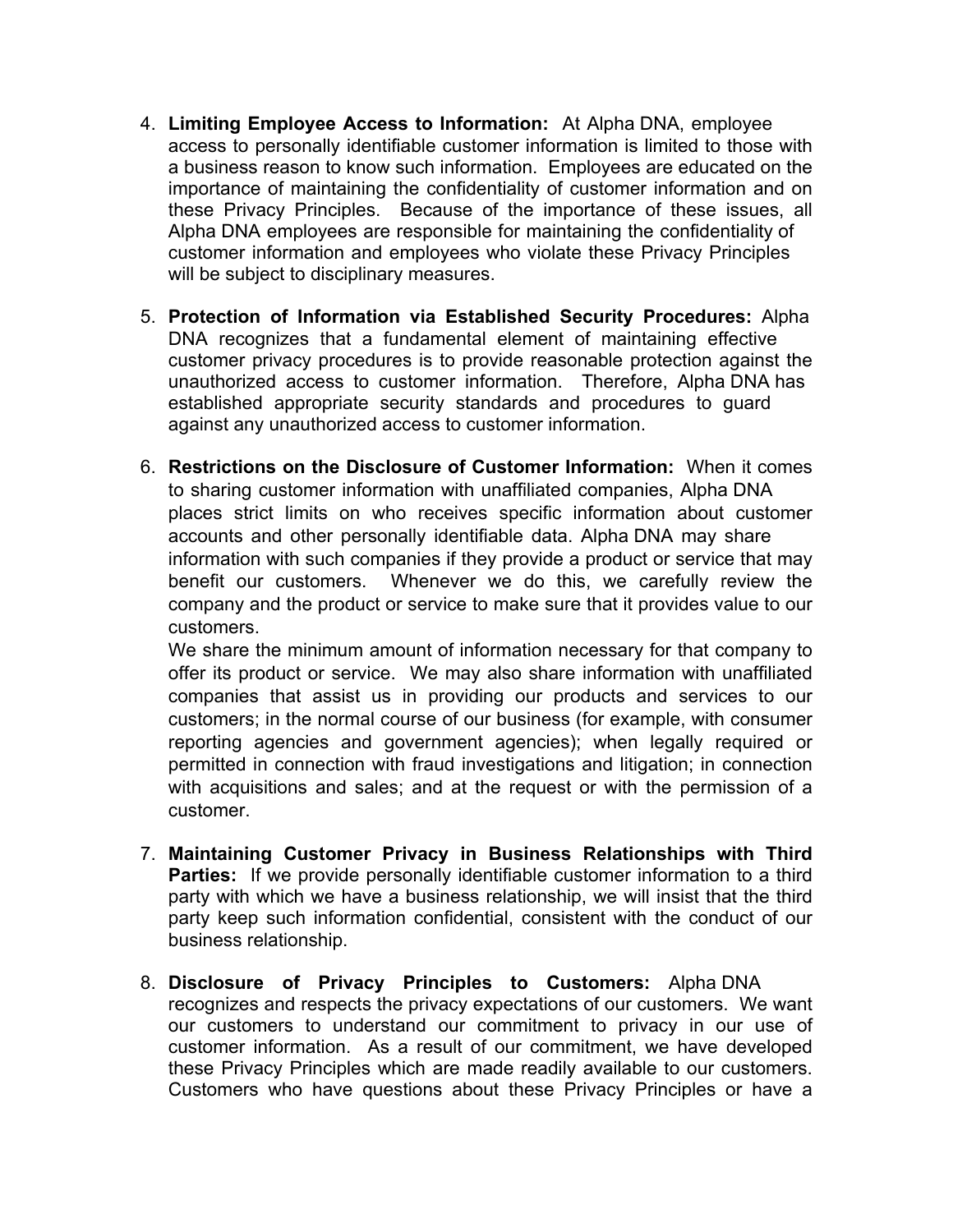4. **Limiting Employee Access to Information:** At Alpha DNA, employee access to personally identifiable customer information is limited to those with a business reason to know such information. Employees are educated on the importance of maintaining the confidentiality of customer information and on these Privacy Principles. Because of the importance of these issues, all Alpha DNA employees are responsible for maintaining the confidentiality of customer information and employees who violate these Privacy Principles will be subject to disciplinary measures.

5. **Protection of Information via Established Security Procedures:** Alpha DNA recognizes that a fundamental element of maintaining effective customer privacy procedures is to provide reasonable protection against the unauthorized access to customer information. Therefore, Alpha DNA has established appropriate security standards and procedures to guard against any unauthorized access to customer information.

6. **Restrictions on the Disclosure of Customer Information:** When it comes to sharing customer information with unaffiliated companies, Alpha DNA places strict limits on who receives specific information about customer accounts and other personally identifiable data. Alpha DNA may share information with such companies if they provide a product or service that may benefit our customers. Whenever we do this, we carefully review the company and the product or service to make sure that it provides value to our customers.
   We share the minimum amount of information necessary for that company to offer its product or service. We may also share information with unaffiliated companies that assist us in providing our products and services to our customers; in the normal course of our business (for example, with consumer reporting agencies and government agencies); when legally required or permitted in connection with fraud investigations and litigation; in connection with acquisitions and sales; and at the request or with the permission of a customer.

7. **Maintaining Customer Privacy in Business Relationships with Third Parties:** If we provide personally identifiable customer information to a third party with which we have a business relationship, we will insist that the third party keep such information confidential, consistent with the conduct of our business relationship.

8. **Disclosure of Privacy Principles to Customers:** Alpha DNA recognizes and respects the privacy expectations of our customers. We want our customers to understand our commitment to privacy in our use of customer information. As a result of our commitment, we have developed these Privacy Principles which are made readily available to our customers. Customers who have questions about these Privacy Principles or have a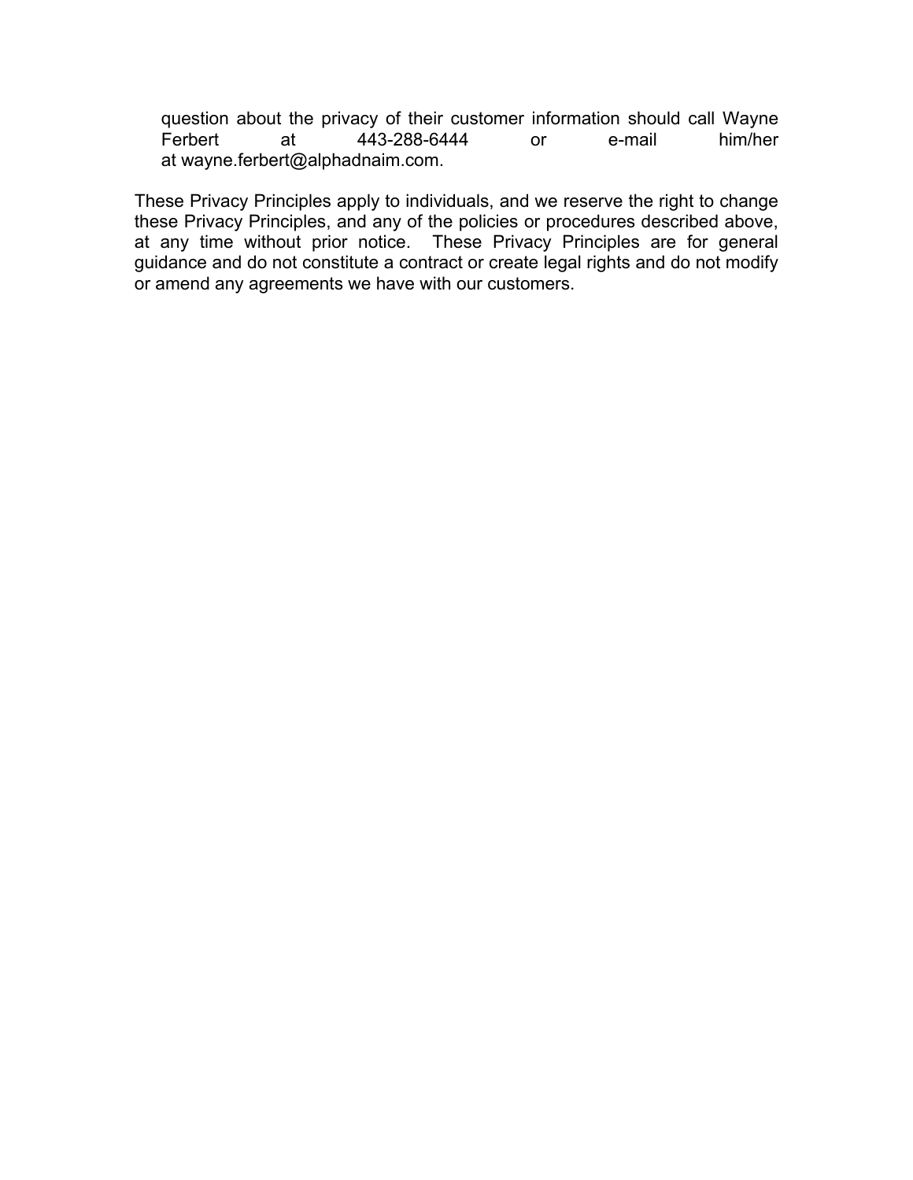question about the privacy of their customer information should call Wayne Ferbert at 443-288-6444 or e-mail him/her at wayne.ferbert@alphadnaim.com.

These Privacy Principles apply to individuals, and we reserve the right to change these Privacy Principles, and any of the policies or procedures described above, at any time without prior notice. These Privacy Principles are for general guidance and do not constitute a contract or create legal rights and do not modify or amend any agreements we have with our customers.